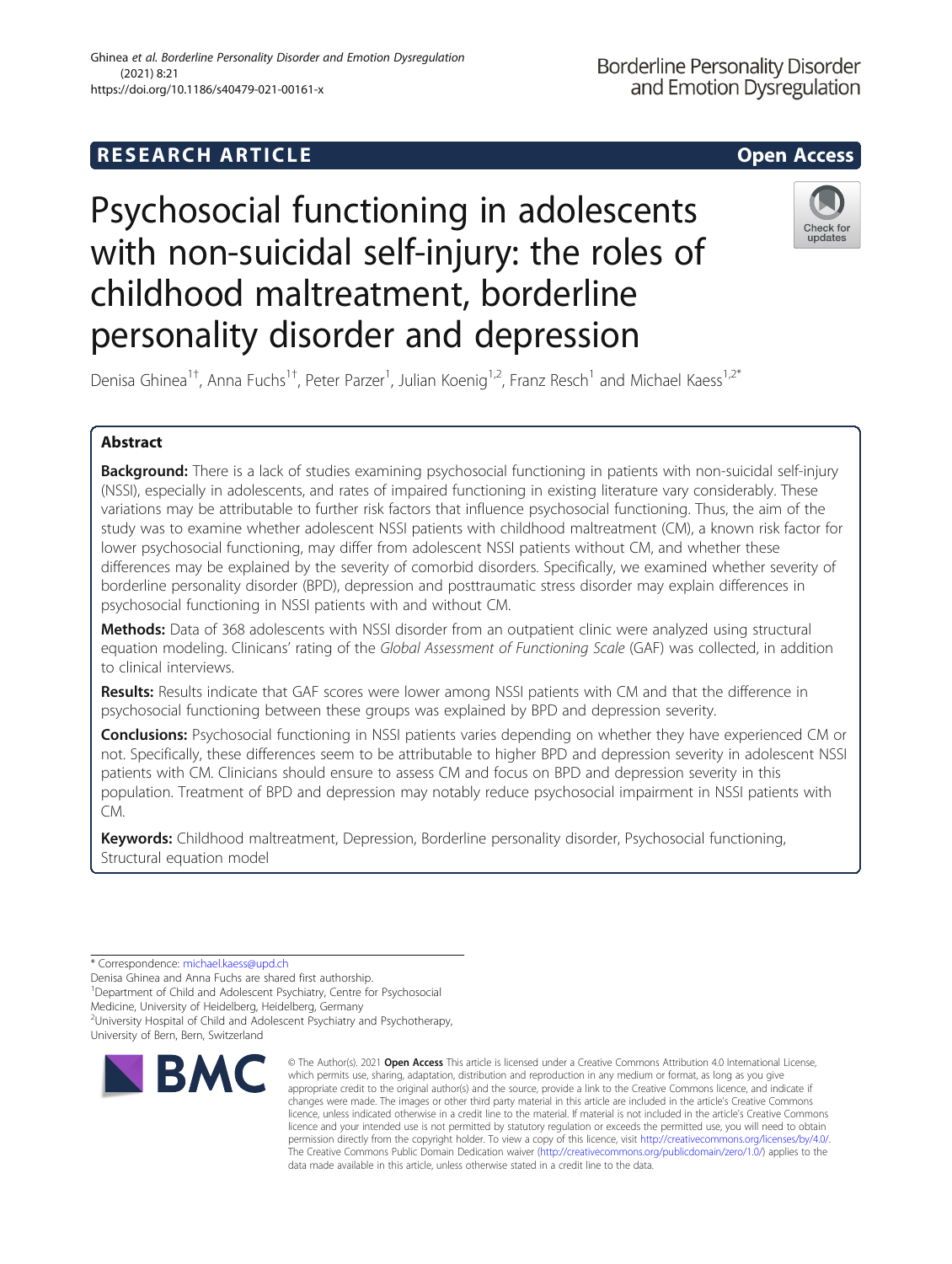RESEARCH ARTICLE

Open Access

# Psychosocial functioning in adolescents with non-suicidal self-injury: the roles of childhood maltreatment, borderline personality disorder and depression

Denisa Ghinea[1†], Anna Fuchs[1†], Peter Parzer[1], Julian Koenig[1,2], Franz Resch[1] and Michael Kaess[1,2*]

## Abstract

**Background:** There is a lack of studies examining psychosocial functioning in patients with non-suicidal self-injury (NSSI), especially in adolescents, and rates of impaired functioning in existing literature vary considerably. These variations may be attributable to further risk factors that influence psychosocial functioning. Thus, the aim of the study was to examine whether adolescent NSSI patients with childhood maltreatment (CM), a known risk factor for lower psychosocial functioning, may differ from adolescent NSSI patients without CM, and whether these differences may be explained by the severity of comorbid disorders. Specifically, we examined whether severity of borderline personality disorder (BPD), depression and posttraumatic stress disorder may explain differences in psychosocial functioning in NSSI patients with and without CM.

**Methods:** Data of 368 adolescents with NSSI disorder from an outpatient clinic were analyzed using structural equation modeling. Clinicans' rating of the *Global Assessment of Functioning Scale* (GAF) was collected, in addition to clinical interviews.

**Results:** Results indicate that GAF scores were lower among NSSI patients with CM and that the difference in psychosocial functioning between these groups was explained by BPD and depression severity.

**Conclusions:** Psychosocial functioning in NSSI patients varies depending on whether they have experienced CM or not. Specifically, these differences seem to be attributable to higher BPD and depression severity in adolescent NSSI patients with CM. Clinicians should ensure to assess CM and focus on BPD and depression severity in this population. Treatment of BPD and depression may notably reduce psychosocial impairment in NSSI patients with CM.

**Keywords:** Childhood maltreatment, Depression, Borderline personality disorder, Psychosocial functioning, Structural equation model

---

* Correspondence: michael.kaess@upd.ch

Denisa Ghinea and Anna Fuchs are shared first authorship.

[1] Department of Child and Adolescent Psychiatry, Centre for Psychosocial Medicine, University of Heidelberg, Heidelberg, Germany

[2] University Hospital of Child and Adolescent Psychiatry and Psychotherapy, University of Bern, Bern, Switzerland

© The Author(s). 2021 **Open Access** This article is licensed under a Creative Commons Attribution 4.0 International License, which permits use, sharing, adaptation, distribution and reproduction in any medium or format, as long as you give appropriate credit to the original author(s) and the source, provide a link to the Creative Commons licence, and indicate if changes were made. The images or other third party material in this article are included in the article's Creative Commons licence, unless indicated otherwise in a credit line to the material. If material is not included in the article's Creative Commons licence and your intended use is not permitted by statutory regulation or exceeds the permitted use, you will need to obtain permission directly from the copyright holder. To view a copy of this licence, visit http://creativecommons.org/licenses/by/4.0/. The Creative Commons Public Domain Dedication waiver (http://creativecommons.org/publicdomain/zero/1.0/) applies to the data made available in this article, unless otherwise stated in a credit line to the data.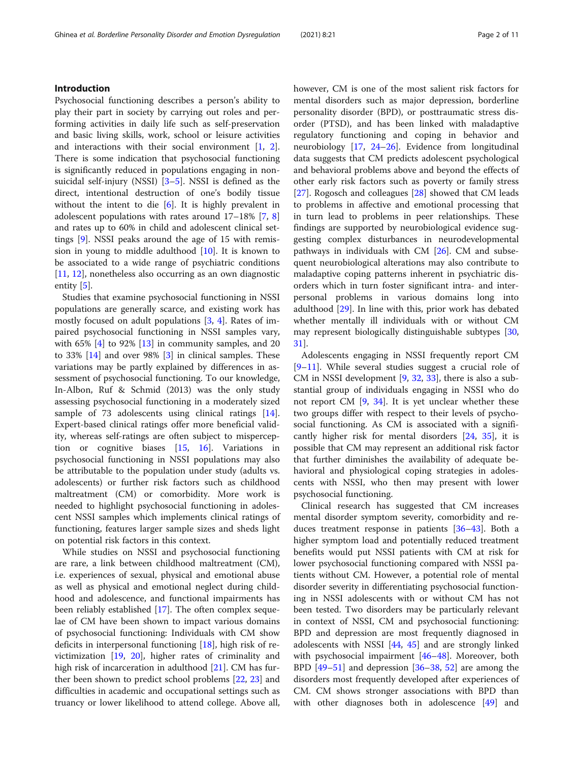## Introduction

Psychosocial functioning describes a person's ability to play their part in society by carrying out roles and performing activities in daily life such as self-preservation and basic living skills, work, school or leisure activities and interactions with their social environment [1, 2]. There is some indication that psychosocial functioning is significantly reduced in populations engaging in non-suicidal self-injury (NSSI) [3–5]. NSSI is defined as the direct, intentional destruction of one's bodily tissue without the intent to die [6]. It is highly prevalent in adolescent populations with rates around 17–18% [7, 8] and rates up to 60% in child and adolescent clinical settings [9]. NSSI peaks around the age of 15 with remission in young to middle adulthood [10]. It is known to be associated to a wide range of psychiatric conditions [11, 12], nonetheless also occurring as an own diagnostic entity [5].

Studies that examine psychosocial functioning in NSSI populations are generally scarce, and existing work has mostly focused on adult populations [3, 4]. Rates of impaired psychosocial functioning in NSSI samples vary, with 65% [4] to 92% [13] in community samples, and 20 to 33% [14] and over 98% [3] in clinical samples. These variations may be partly explained by differences in assessment of psychosocial functioning. To our knowledge, In-Albon, Ruf & Schmid (2013) was the only study assessing psychosocial functioning in a moderately sized sample of 73 adolescents using clinical ratings [14]. Expert-based clinical ratings offer more beneficial validity, whereas self-ratings are often subject to misperception or cognitive biases [15, 16]. Variations in psychosocial functioning in NSSI populations may also be attributable to the population under study (adults vs. adolescents) or further risk factors such as childhood maltreatment (CM) or comorbidity. More work is needed to highlight psychosocial functioning in adolescent NSSI samples which implements clinical ratings of functioning, features larger sample sizes and sheds light on potential risk factors in this context.

While studies on NSSI and psychosocial functioning are rare, a link between childhood maltreatment (CM), i.e. experiences of sexual, physical and emotional abuse as well as physical and emotional neglect during childhood and adolescence, and functional impairments has been reliably established [17]. The often complex sequelae of CM have been shown to impact various domains of psychosocial functioning: Individuals with CM show deficits in interpersonal functioning [18], high risk of revictimization [19, 20], higher rates of criminality and high risk of incarceration in adulthood [21]. CM has further been shown to predict school problems [22, 23] and difficulties in academic and occupational settings such as truancy or lower likelihood to attend college. Above all, however, CM is one of the most salient risk factors for mental disorders such as major depression, borderline personality disorder (BPD), or posttraumatic stress disorder (PTSD), and has been linked with maladaptive regulatory functioning and coping in behavior and neurobiology [17, 24–26]. Evidence from longitudinal data suggests that CM predicts adolescent psychological and behavioral problems above and beyond the effects of other early risk factors such as poverty or family stress [27]. Rogosch and colleagues [28] showed that CM leads to problems in affective and emotional processing that in turn lead to problems in peer relationships. These findings are supported by neurobiological evidence suggesting complex disturbances in neurodevelopmental pathways in individuals with CM [26]. CM and subsequent neurobiological alterations may also contribute to maladaptive coping patterns inherent in psychiatric disorders which in turn foster significant intra- and interpersonal problems in various domains long into adulthood [29]. In line with this, prior work has debated whether mentally ill individuals with or without CM may represent biologically distinguishable subtypes [30, 31].

Adolescents engaging in NSSI frequently report CM [9–11]. While several studies suggest a crucial role of CM in NSSI development [9, 32, 33], there is also a substantial group of individuals engaging in NSSI who do not report CM [9, 34]. It is yet unclear whether these two groups differ with respect to their levels of psychosocial functioning. As CM is associated with a significantly higher risk for mental disorders [24, 35], it is possible that CM may represent an additional risk factor that further diminishes the availability of adequate behavioral and physiological coping strategies in adolescents with NSSI, who then may present with lower psychosocial functioning.

Clinical research has suggested that CM increases mental disorder symptom severity, comorbidity and reduces treatment response in patients [36–43]. Both a higher symptom load and potentially reduced treatment benefits would put NSSI patients with CM at risk for lower psychosocial functioning compared with NSSI patients without CM. However, a potential role of mental disorder severity in differentiating psychosocial functioning in NSSI adolescents with or without CM has not been tested. Two disorders may be particularly relevant in context of NSSI, CM and psychosocial functioning: BPD and depression are most frequently diagnosed in adolescents with NSSI [44, 45] and are strongly linked with psychosocial impairment [46–48]. Moreover, both BPD [49–51] and depression [36–38, 52] are among the disorders most frequently developed after experiences of CM. CM shows stronger associations with BPD than with other diagnoses both in adolescence [49] and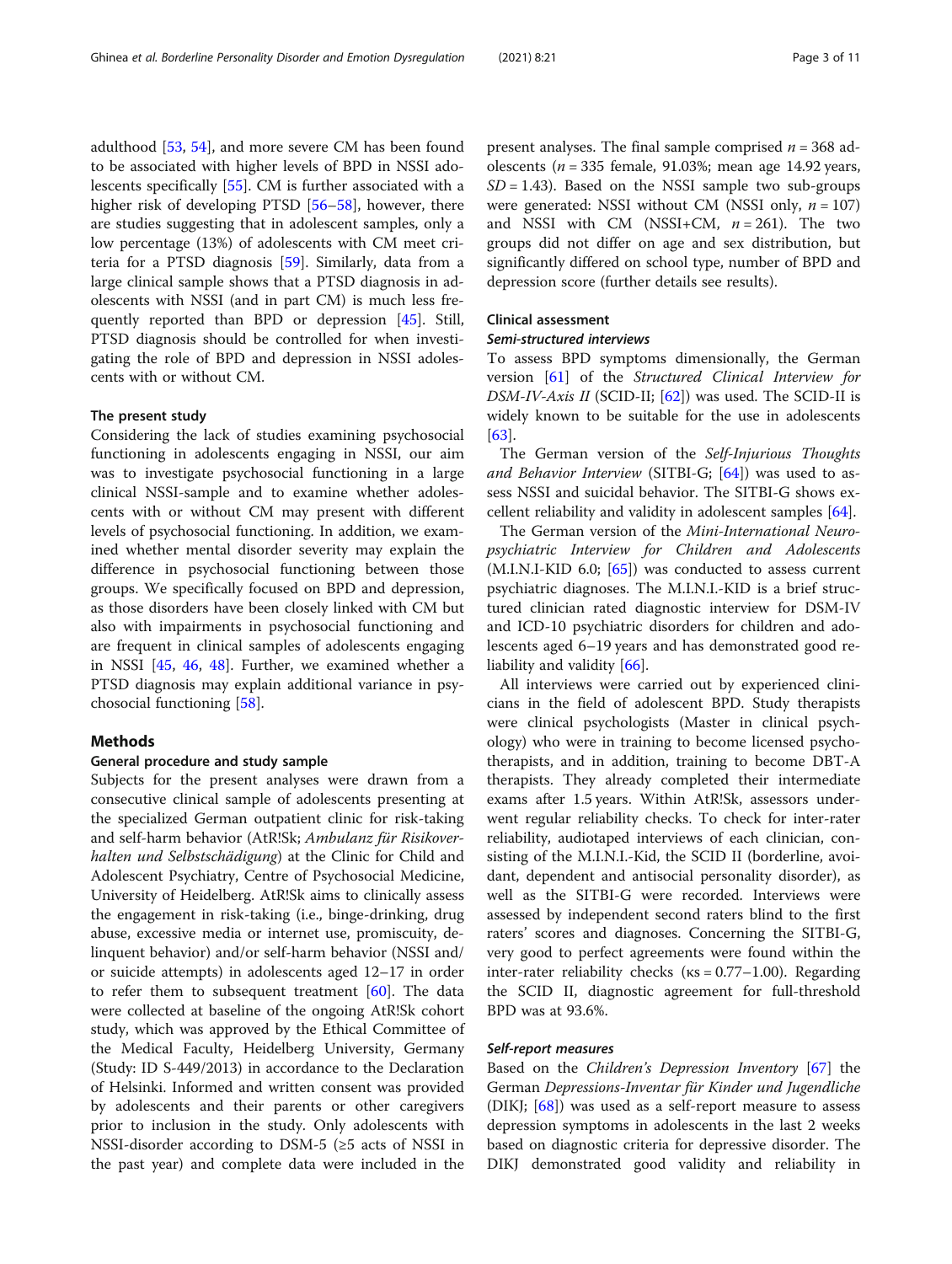adulthood [53, 54], and more severe CM has been found to be associated with higher levels of BPD in NSSI adolescents specifically [55]. CM is further associated with a higher risk of developing PTSD [56–58], however, there are studies suggesting that in adolescent samples, only a low percentage (13%) of adolescents with CM meet criteria for a PTSD diagnosis [59]. Similarly, data from a large clinical sample shows that a PTSD diagnosis in adolescents with NSSI (and in part CM) is much less frequently reported than BPD or depression [45]. Still, PTSD diagnosis should be controlled for when investigating the role of BPD and depression in NSSI adolescents with or without CM.

### The present study

Considering the lack of studies examining psychosocial functioning in adolescents engaging in NSSI, our aim was to investigate psychosocial functioning in a large clinical NSSI-sample and to examine whether adolescents with or without CM may present with different levels of psychosocial functioning. In addition, we examined whether mental disorder severity may explain the difference in psychosocial functioning between those groups. We specifically focused on BPD and depression, as those disorders have been closely linked with CM but also with impairments in psychosocial functioning and are frequent in clinical samples of adolescents engaging in NSSI [45, 46, 48]. Further, we examined whether a PTSD diagnosis may explain additional variance in psychosocial functioning [58].

## Methods

### General procedure and study sample

Subjects for the present analyses were drawn from a consecutive clinical sample of adolescents presenting at the specialized German outpatient clinic for risk-taking and self-harm behavior (AtR!Sk; *Ambulanz für Risikoverhalten und Selbstschädigung*) at the Clinic for Child and Adolescent Psychiatry, Centre of Psychosocial Medicine, University of Heidelberg. AtR!Sk aims to clinically assess the engagement in risk-taking (i.e., binge-drinking, drug abuse, excessive media or internet use, promiscuity, delinquent behavior) and/or self-harm behavior (NSSI and/or suicide attempts) in adolescents aged 12–17 in order to refer them to subsequent treatment [60]. The data were collected at baseline of the ongoing AtR!Sk cohort study, which was approved by the Ethical Committee of the Medical Faculty, Heidelberg University, Germany (Study: ID S-449/2013) in accordance to the Declaration of Helsinki. Informed and written consent was provided by adolescents and their parents or other caregivers prior to inclusion in the study. Only adolescents with NSSI-disorder according to DSM-5 (≥5 acts of NSSI in the past year) and complete data were included in the present analyses. The final sample comprised $n = 368$ adolescents ($n = 335$ female, 91.03%; mean age 14.92 years, $SD = 1.43$). Based on the NSSI sample two sub-groups were generated: NSSI without CM (NSSI only, $n = 107$) and NSSI with CM (NSSI+CM, $n = 261$). The two groups did not differ on age and sex distribution, but significantly differed on school type, number of BPD and depression score (further details see results).

### Clinical assessment

#### Semi-structured interviews

To assess BPD symptoms dimensionally, the German version [61] of the *Structured Clinical Interview for DSM-IV-Axis II* (SCID-II; [62]) was used. The SCID-II is widely known to be suitable for the use in adolescents [63].

The German version of the *Self-Injurious Thoughts and Behavior Interview* (SITBI-G; [64]) was used to assess NSSI and suicidal behavior. The SITBI-G shows excellent reliability and validity in adolescent samples [64].

The German version of the *Mini-International Neuropsychiatric Interview for Children and Adolescents* (M.I.N.I-KID 6.0; [65]) was conducted to assess current psychiatric diagnoses. The M.I.N.I.-KID is a brief structured clinician rated diagnostic interview for DSM-IV and ICD-10 psychiatric disorders for children and adolescents aged 6–19 years and has demonstrated good reliability and validity [66].

All interviews were carried out by experienced clinicians in the field of adolescent BPD. Study therapists were clinical psychologists (Master in clinical psychology) who were in training to become licensed psychotherapists, and in addition, training to become DBT-A therapists. They already completed their intermediate exams after 1.5 years. Within AtR!Sk, assessors underwent regular reliability checks. To check for inter-rater reliability, audiotaped interviews of each clinician, consisting of the M.I.N.I.-Kid, the SCID II (borderline, avoidant, dependent and antisocial personality disorder), as well as the SITBI-G were recorded. Interviews were assessed by independent second raters blind to the first raters' scores and diagnoses. Concerning the SITBI-G, very good to perfect agreements were found within the inter-rater reliability checks ($κs = 0.77–1.00$). Regarding the SCID II, diagnostic agreement for full-threshold BPD was at 93.6%.

#### Self-report measures

Based on the *Children's Depression Inventory* [67] the German *Depressions-Inventar für Kinder und Jugendliche* (DIKJ; [68]) was used as a self-report measure to assess depression symptoms in adolescents in the last 2 weeks based on diagnostic criteria for depressive disorder. The DIKJ demonstrated good validity and reliability in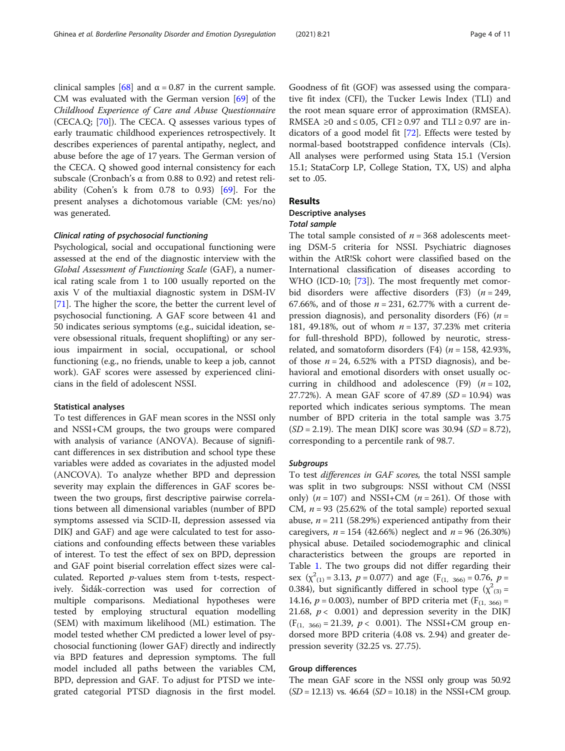clinical samples [68] and α = 0.87 in the current sample. CM was evaluated with the German version [69] of the *Childhood Experience of Care and Abuse Questionnaire* (CECA.Q; [70]). The CECA. Q assesses various types of early traumatic childhood experiences retrospectively. It describes experiences of parental antipathy, neglect, and abuse before the age of 17 years. The German version of the CECA. Q showed good internal consistency for each subscale (Cronbach's α from 0.88 to 0.92) and retest reliability (Cohen's k from 0.78 to 0.93) [69]. For the present analyses a dichotomous variable (CM: yes/no) was generated.

#### *Clinical rating of psychosocial functioning*

Psychological, social and occupational functioning were assessed at the end of the diagnostic interview with the *Global Assessment of Functioning Scale* (GAF), a numerical rating scale from 1 to 100 usually reported on the axis V of the multiaxial diagnostic system in DSM-IV [71]. The higher the score, the better the current level of psychosocial functioning. A GAF score between 41 and 50 indicates serious symptoms (e.g., suicidal ideation, severe obsessional rituals, frequent shoplifting) or any serious impairment in social, occupational, or school functioning (e.g., no friends, unable to keep a job, cannot work). GAF scores were assessed by experienced clinicians in the field of adolescent NSSI.

### Statistical analyses

To test differences in GAF mean scores in the NSSI only and NSSI+CM groups, the two groups were compared with analysis of variance (ANOVA). Because of significant differences in sex distribution and school type these variables were added as covariates in the adjusted model (ANCOVA). To analyze whether BPD and depression severity may explain the differences in GAF scores between the two groups, first descriptive pairwise correlations between all dimensional variables (number of BPD symptoms assessed via SCID-II, depression assessed via DIKJ and GAF) and age were calculated to test for associations and confounding effects between these variables of interest. To test the effect of sex on BPD, depression and GAF point biserial correlation effect sizes were calculated. Reported *p*-values stem from t-tests, respectively. Šidák-correction was used for correction of multiple comparisons. Mediational hypotheses were tested by employing structural equation modelling (SEM) with maximum likelihood (ML) estimation. The model tested whether CM predicted a lower level of psychosocial functioning (lower GAF) directly and indirectly via BPD features and depression symptoms. The full model included all paths between the variables CM, BPD, depression and GAF. To adjust for PTSD we integrated categorial PTSD diagnosis in the first model. Goodness of fit (GOF) was assessed using the comparative fit index (CFI), the Tucker Lewis Index (TLI) and the root mean square error of approximation (RMSEA). RMSEA ≥0 and ≤ 0.05, CFI ≥ 0.97 and TLI ≥ 0.97 are indicators of a good model fit [72]. Effects were tested by normal-based bootstrapped confidence intervals (CIs). All analyses were performed using Stata 15.1 (Version 15.1; StataCorp LP, College Station, TX, US) and alpha set to .05.

## Results

### Descriptive analyses

#### *Total sample*

The total sample consisted of $n = 368$ adolescents meeting DSM-5 criteria for NSSI. Psychiatric diagnoses within the AtR!Sk cohort were classified based on the International classification of diseases according to WHO (ICD-10; [73]). The most frequently met comorbid disorders were affective disorders (F3) ($n = 249$, 67.66%, and of those $n = 231$, 62.77% with a current depression diagnosis), and personality disorders (F6) ($n = 181$, 49.18%, out of whom $n = 137$, 37.23% met criteria for full-threshold BPD), followed by neurotic, stress-related, and somatoform disorders (F4) ($n = 158$, 42.93%, of those $n = 24$, 6.52% with a PTSD diagnosis), and behavioral and emotional disorders with onset usually occurring in childhood and adolescence (F9) ($n = 102$, 27.72%). A mean GAF score of 47.89 ($SD = 10.94$) was reported which indicates serious symptoms. The mean number of BPD criteria in the total sample was 3.75 ($SD = 2.19$). The mean DIKJ score was 30.94 ($SD = 8.72$), corresponding to a percentile rank of 98.7.

#### *Subgroups*

To test *differences in GAF scores,* the total NSSI sample was split in two subgroups: NSSI without CM (NSSI only) ($n = 107$) and NSSI+CM ($n = 261$). Of those with CM, $n = 93$ (25.62% of the total sample) reported sexual abuse, $n = 211$ (58.29%) experienced antipathy from their caregivers, $n = 154$ (42.66%) neglect and $n = 96$ (26.30%) physical abuse. Detailed sociodemographic and clinical characteristics between the groups are reported in Table 1. The two groups did not differ regarding their sex ($\chi^2_{(1)} = 3.13$, $p = 0.077$) and age ($F_{(1,\ 366)} = 0.76$, $p = 0.384$), but significantly differed in school type ($\chi^2_{(3)} = 14.16$, $p = 0.003$), number of BPD criteria met ($F_{(1,\ 366)} = 21.68$, $p < 0.001$) and depression severity in the DIKJ ($F_{(1,\ 366)} = 21.39$, $p < 0.001$). The NSSI+CM group endorsed more BPD criteria (4.08 vs. 2.94) and greater depression severity (32.25 vs. 27.75).

### Group differences

The mean GAF score in the NSSI only group was 50.92 ($SD = 12.13$) vs. 46.64 ($SD = 10.18$) in the NSSI+CM group.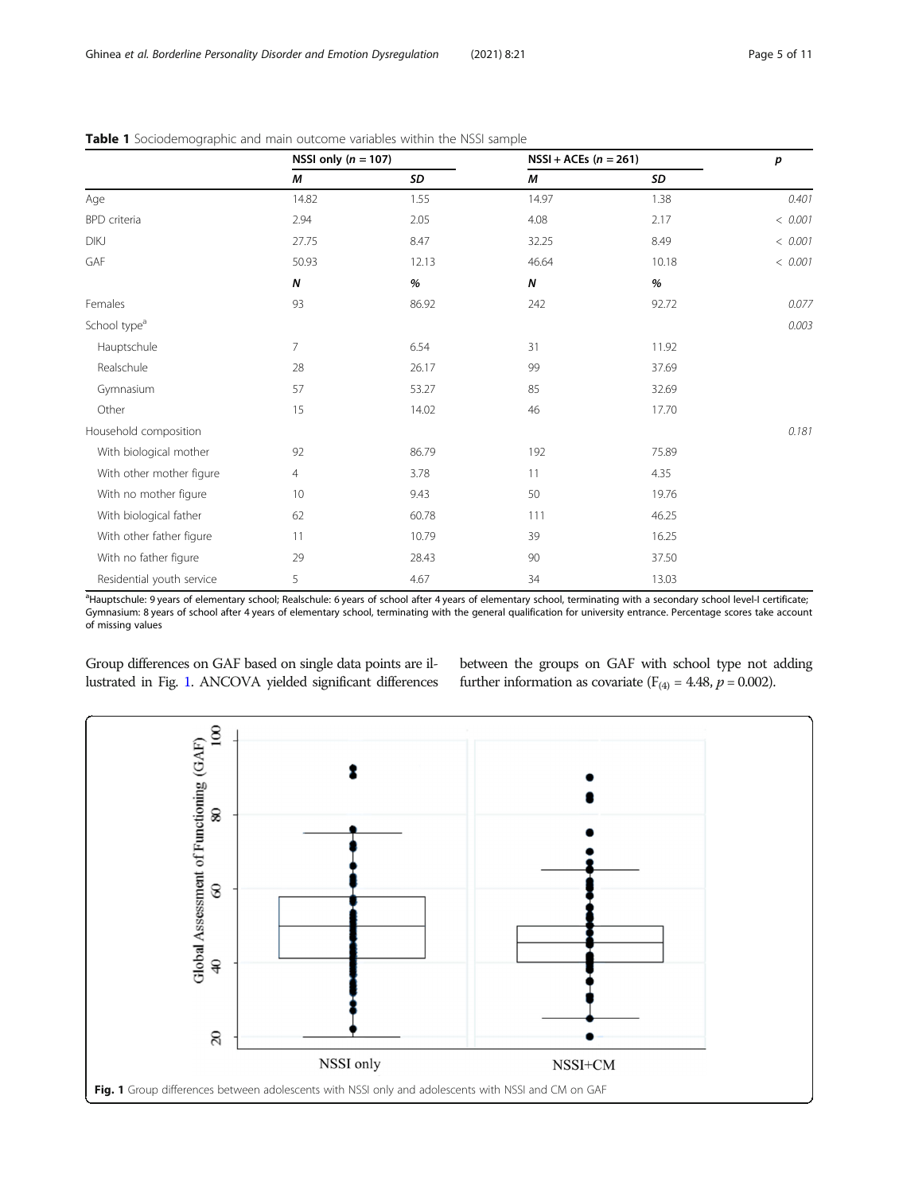**Table 1** Sociodemographic and main outcome variables within the NSSI sample

| | NSSI only ($n$ = 107) | | NSSI + ACEs ($n$ = 261) | | $p$ |
|---|---|---|---|---|---|
| | *M* | *SD* | *M* | *SD* | |
| Age | 14.82 | 1.55 | 14.97 | 1.38 | 0.401 |
| BPD criteria | 2.94 | 2.05 | 4.08 | 2.17 | < 0.001 |
| DIKJ | 27.75 | 8.47 | 32.25 | 8.49 | < 0.001 |
| GAF | 50.93 | 12.13 | 46.64 | 10.18 | < 0.001 |
| | *N* | *%* | *N* | *%* | |
| Females | 93 | 86.92 | 242 | 92.72 | 0.077 |
| School type[a] | | | | | 0.003 |
| Hauptschule | 7 | 6.54 | 31 | 11.92 | |
| Realschule | 28 | 26.17 | 99 | 37.69 | |
| Gymnasium | 57 | 53.27 | 85 | 32.69 | |
| Other | 15 | 14.02 | 46 | 17.70 | |
| Household composition | | | | | 0.181 |
| With biological mother | 92 | 86.79 | 192 | 75.89 | |
| With other mother figure | 4 | 3.78 | 11 | 4.35 | |
| With no mother figure | 10 | 9.43 | 50 | 19.76 | |
| With biological father | 62 | 60.78 | 111 | 46.25 | |
| With other father figure | 11 | 10.79 | 39 | 16.25 | |
| With no father figure | 29 | 28.43 | 90 | 37.50 | |
| Residential youth service | 5 | 4.67 | 34 | 13.03 | |

[a]Hauptschule: 9 years of elementary school; Realschule: 6 years of school after 4 years of elementary school, terminating with a secondary school level-I certificate; Gymnasium: 8 years of school after 4 years of elementary school, terminating with the general qualification for university entrance. Percentage scores take account of missing values

Group differences on GAF based on single data points are illustrated in Fig. 1. ANCOVA yielded significant differences between the groups on GAF with school type not adding further information as covariate ($F_{(4)}$ = 4.48, $p$ = 0.002).

**Fig. 1** Group differences between adolescents with NSSI only and adolescents with NSSI and CM on GAF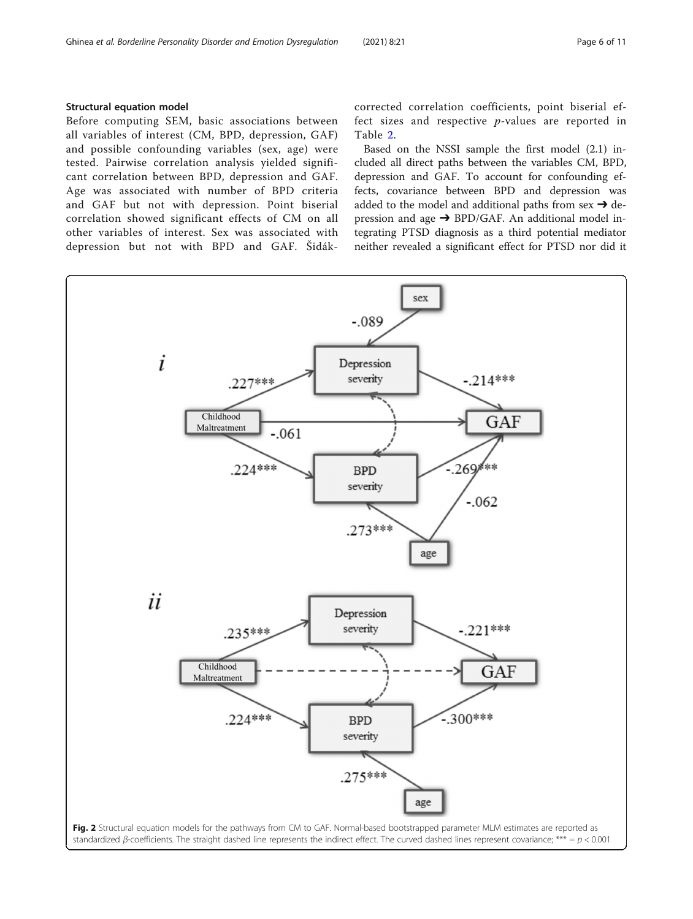### Structural equation model

Before computing SEM, basic associations between all variables of interest (CM, BPD, depression, GAF) and possible confounding variables (sex, age) were tested. Pairwise correlation analysis yielded significant correlation between BPD, depression and GAF. Age was associated with number of BPD criteria and GAF but not with depression. Point biserial correlation showed significant effects of CM on all other variables of interest. Sex was associated with depression but not with BPD and GAF. Šidák-corrected correlation coefficients, point biserial effect sizes and respective *p*-values are reported in Table 2.

Based on the NSSI sample the first model (2.1) included all direct paths between the variables CM, BPD, depression and GAF. To account for confounding effects, covariance between BPD and depression was added to the model and additional paths from sex ➔ depression and age ➔ BPD/GAF. An additional model integrating PTSD diagnosis as a third potential mediator neither revealed a significant effect for PTSD nor did it

**Fig. 2** Structural equation models for the pathways from CM to GAF. Normal-based bootstrapped parameter MLM estimates are reported as standardized $\beta$-coefficients. The straight dashed line represents the indirect effect. The curved dashed lines represent covariance; *** = $p < 0.001$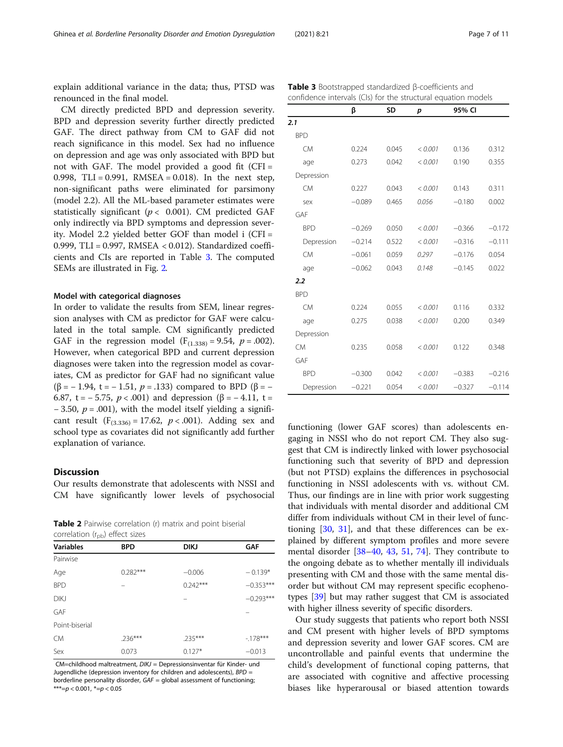explain additional variance in the data; thus, PTSD was renounced in the final model.

CM directly predicted BPD and depression severity. BPD and depression severity further directly predicted GAF. The direct pathway from CM to GAF did not reach significance in this model. Sex had no influence on depression and age was only associated with BPD but not with GAF. The model provided a good fit (CFI = 0.998, TLI = 0.991, RMSEA = 0.018). In the next step, non-significant paths were eliminated for parsimony (model 2.2). All the ML-based parameter estimates were statistically significant ($p < 0.001$). CM predicted GAF only indirectly via BPD symptoms and depression severity. Model 2.2 yielded better GOF than model i (CFI = 0.999, TLI = 0.997, RMSEA < 0.012). Standardized coefficients and CIs are reported in Table 3. The computed SEMs are illustrated in Fig. 2.

#### Model with categorical diagnoses

In order to validate the results from SEM, linear regression analyses with CM as predictor for GAF were calculated in the total sample. CM significantly predicted GAF in the regression model ($F_{(1.338)} = 9.54$, $p = .002$). However, when categorical BPD and current depression diagnoses were taken into the regression model as covariates, CM as predictor for GAF had no significant value ($\beta = -1.94$, $t = -1.51$, $p = .133$) compared to BPD ($\beta = -6.87$, $t = -5.75$, $p < .001$) and depression ($\beta = -4.11$, $t = -3.50$, $p = .001$), with the model itself yielding a significant result ($F_{(3.336)} = 17.62$, $p < .001$). Adding sex and school type as covariates did not significantly add further explanation of variance.

**Table 2** Pairwise correlation (r) matrix and point biserial correlation ($r_{pb}$) effect sizes

| Variables | BPD | DIKJ | GAF |
|---|---|---|---|
| Pairwise | | | |
| Age | 0.282*** | −0.006 | −0.139* |
| BPD | – | 0.242*** | −0.353*** |
| DIKJ | | – | −0.293*** |
| GAF | | | – |
| Point-biserial | | | |
| CM | .236*** | .235*** | -.178*** |
| Sex | 0.073 | 0.127* | −0.013 |

CM=childhood maltreatment, *DIKJ* = Depressionsinventar für Kinder- und Jugendliche (depression inventory for children and adolescents), *BPD* = borderline personality disorder, *GAF* = global assessment of functioning; ***=$p < 0.001$, *=$p < 0.05$

**Table 3** Bootstrapped standardized β-coefficients and confidence intervals (CIs) for the structural equation models

| | β | SD | *p* | 95% CI | |
|---|---|---|---|---|---|
| **2.1** | | | | | |
| BPD | | | | | |
| CM | 0.224 | 0.045 | *< 0.001* | 0.136 | 0.312 |
| age | 0.273 | 0.042 | *< 0.001* | 0.190 | 0.355 |
| Depression | | | | | |
| CM | 0.227 | 0.043 | *< 0.001* | 0.143 | 0.311 |
| sex | −0.089 | 0.465 | *0.056* | −0.180 | 0.002 |
| GAF | | | | | |
| BPD | −0.269 | 0.050 | *< 0.001* | −0.366 | −0.172 |
| Depression | −0.214 | 0.522 | *< 0.001* | −0.316 | −0.111 |
| CM | −0.061 | 0.059 | *0.297* | −0.176 | 0.054 |
| age | −0.062 | 0.043 | *0.148* | −0.145 | 0.022 |
| **2.2** | | | | | |
| BPD | | | | | |
| CM | 0.224 | 0.055 | *< 0.001* | 0.116 | 0.332 |
| age | 0.275 | 0.038 | *< 0.001* | 0.200 | 0.349 |
| Depression | | | | | |
| CM | 0.235 | 0.058 | *< 0.001* | 0.122 | 0.348 |
| GAF | | | | | |
| BPD | −0.300 | 0.042 | *< 0.001* | −0.383 | −0.216 |
| Depression | −0.221 | 0.054 | *< 0.001* | −0.327 | −0.114 |

## Discussion

Our results demonstrate that adolescents with NSSI and CM have significantly lower levels of psychosocial functioning (lower GAF scores) than adolescents engaging in NSSI who do not report CM. They also suggest that CM is indirectly linked with lower psychosocial functioning such that severity of BPD and depression (but not PTSD) explains the differences in psychosocial functioning in NSSI adolescents with vs. without CM. Thus, our findings are in line with prior work suggesting that individuals with mental disorder and additional CM differ from individuals without CM in their level of functioning [30, 31], and that these differences can be explained by different symptom profiles and more severe mental disorder [38–40, 43, 51, 74]. They contribute to the ongoing debate as to whether mentally ill individuals presenting with CM and those with the same mental disorder but without CM may represent specific ecophenotypes [39] but may rather suggest that CM is associated with higher illness severity of specific disorders.

Our study suggests that patients who report both NSSI and CM present with higher levels of BPD symptoms and depression severity and lower GAF scores. CM are uncontrollable and painful events that undermine the child's development of functional coping patterns, that are associated with cognitive and affective processing biases like hyperarousal or biased attention towards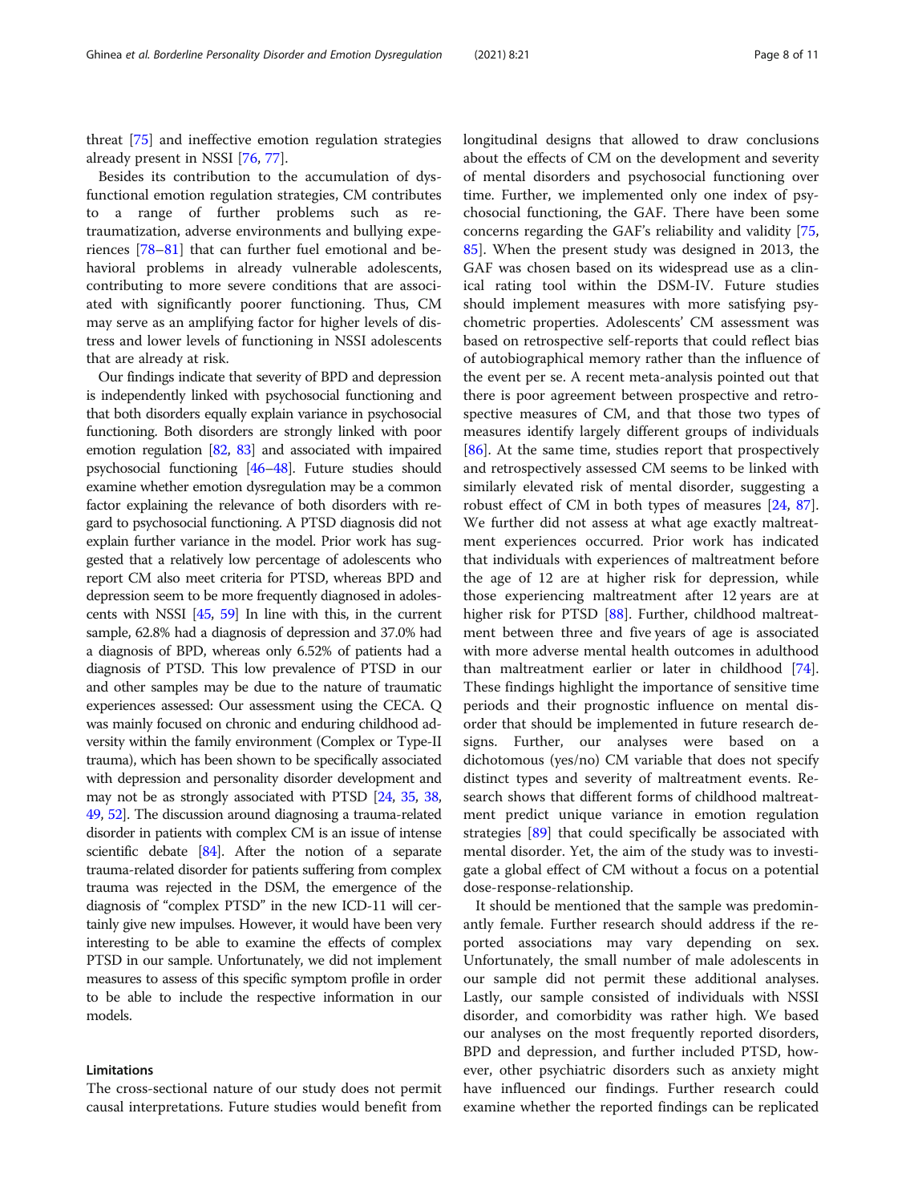threat [75] and ineffective emotion regulation strategies already present in NSSI [76, 77].

Besides its contribution to the accumulation of dysfunctional emotion regulation strategies, CM contributes to a range of further problems such as re-traumatization, adverse environments and bullying experiences [78–81] that can further fuel emotional and behavioral problems in already vulnerable adolescents, contributing to more severe conditions that are associated with significantly poorer functioning. Thus, CM may serve as an amplifying factor for higher levels of distress and lower levels of functioning in NSSI adolescents that are already at risk.

Our findings indicate that severity of BPD and depression is independently linked with psychosocial functioning and that both disorders equally explain variance in psychosocial functioning. Both disorders are strongly linked with poor emotion regulation [82, 83] and associated with impaired psychosocial functioning [46–48]. Future studies should examine whether emotion dysregulation may be a common factor explaining the relevance of both disorders with regard to psychosocial functioning. A PTSD diagnosis did not explain further variance in the model. Prior work has suggested that a relatively low percentage of adolescents who report CM also meet criteria for PTSD, whereas BPD and depression seem to be more frequently diagnosed in adolescents with NSSI [45, 59] In line with this, in the current sample, 62.8% had a diagnosis of depression and 37.0% had a diagnosis of BPD, whereas only 6.52% of patients had a diagnosis of PTSD. This low prevalence of PTSD in our and other samples may be due to the nature of traumatic experiences assessed: Our assessment using the CECA. Q was mainly focused on chronic and enduring childhood adversity within the family environment (Complex or Type-II trauma), which has been shown to be specifically associated with depression and personality disorder development and may not be as strongly associated with PTSD [24, 35, 38, 49, 52]. The discussion around diagnosing a trauma-related disorder in patients with complex CM is an issue of intense scientific debate [84]. After the notion of a separate trauma-related disorder for patients suffering from complex trauma was rejected in the DSM, the emergence of the diagnosis of "complex PTSD" in the new ICD-11 will certainly give new impulses. However, it would have been very interesting to be able to examine the effects of complex PTSD in our sample. Unfortunately, we did not implement measures to assess of this specific symptom profile in order to be able to include the respective information in our models.

## Limitations

The cross-sectional nature of our study does not permit causal interpretations. Future studies would benefit from longitudinal designs that allowed to draw conclusions about the effects of CM on the development and severity of mental disorders and psychosocial functioning over time. Further, we implemented only one index of psychosocial functioning, the GAF. There have been some concerns regarding the GAF's reliability and validity [75, 85]. When the present study was designed in 2013, the GAF was chosen based on its widespread use as a clinical rating tool within the DSM-IV. Future studies should implement measures with more satisfying psychometric properties. Adolescents' CM assessment was based on retrospective self-reports that could reflect bias of autobiographical memory rather than the influence of the event per se. A recent meta-analysis pointed out that there is poor agreement between prospective and retrospective measures of CM, and that those two types of measures identify largely different groups of individuals [86]. At the same time, studies report that prospectively and retrospectively assessed CM seems to be linked with similarly elevated risk of mental disorder, suggesting a robust effect of CM in both types of measures [24, 87]. We further did not assess at what age exactly maltreatment experiences occurred. Prior work has indicated that individuals with experiences of maltreatment before the age of 12 are at higher risk for depression, while those experiencing maltreatment after 12 years are at higher risk for PTSD [88]. Further, childhood maltreatment between three and five years of age is associated with more adverse mental health outcomes in adulthood than maltreatment earlier or later in childhood [74]. These findings highlight the importance of sensitive time periods and their prognostic influence on mental disorder that should be implemented in future research designs. Further, our analyses were based on a dichotomous (yes/no) CM variable that does not specify distinct types and severity of maltreatment events. Research shows that different forms of childhood maltreatment predict unique variance in emotion regulation strategies [89] that could specifically be associated with mental disorder. Yet, the aim of the study was to investigate a global effect of CM without a focus on a potential dose-response-relationship.

It should be mentioned that the sample was predominantly female. Further research should address if the reported associations may vary depending on sex. Unfortunately, the small number of male adolescents in our sample did not permit these additional analyses. Lastly, our sample consisted of individuals with NSSI disorder, and comorbidity was rather high. We based our analyses on the most frequently reported disorders, BPD and depression, and further included PTSD, however, other psychiatric disorders such as anxiety might have influenced our findings. Further research could examine whether the reported findings can be replicated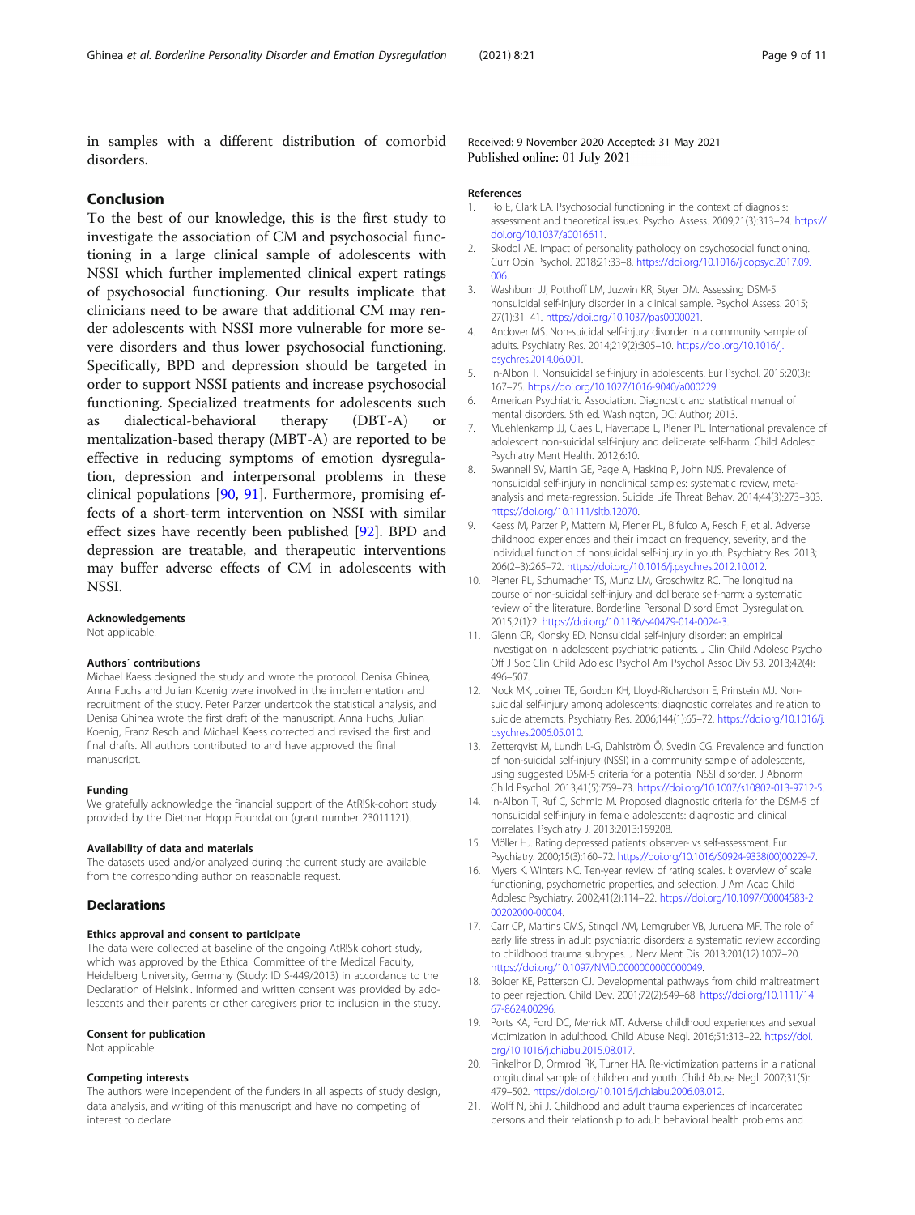in samples with a different distribution of comorbid disorders.

## Conclusion

To the best of our knowledge, this is the first study to investigate the association of CM and psychosocial functioning in a large clinical sample of adolescents with NSSI which further implemented clinical expert ratings of psychosocial functioning. Our results implicate that clinicians need to be aware that additional CM may render adolescents with NSSI more vulnerable for more severe disorders and thus lower psychosocial functioning. Specifically, BPD and depression should be targeted in order to support NSSI patients and increase psychosocial functioning. Specialized treatments for adolescents such as dialectical-behavioral therapy (DBT-A) or mentalization-based therapy (MBT-A) are reported to be effective in reducing symptoms of emotion dysregulation, depression and interpersonal problems in these clinical populations [90, 91]. Furthermore, promising effects of a short-term intervention on NSSI with similar effect sizes have recently been published [92]. BPD and depression are treatable, and therapeutic interventions may buffer adverse effects of CM in adolescents with NSSI.

#### Acknowledgements
Not applicable.

#### Authors´ contributions
Michael Kaess designed the study and wrote the protocol. Denisa Ghinea, Anna Fuchs and Julian Koenig were involved in the implementation and recruitment of the study. Peter Parzer undertook the statistical analysis, and Denisa Ghinea wrote the first draft of the manuscript. Anna Fuchs, Julian Koenig, Franz Resch and Michael Kaess corrected and revised the first and final drafts. All authors contributed to and have approved the final manuscript.

#### Funding
We gratefully acknowledge the financial support of the AtR!Sk-cohort study provided by the Dietmar Hopp Foundation (grant number 23011121).

#### Availability of data and materials
The datasets used and/or analyzed during the current study are available from the corresponding author on reasonable request.

## Declarations

#### Ethics approval and consent to participate
The data were collected at baseline of the ongoing AtR!Sk cohort study, which was approved by the Ethical Committee of the Medical Faculty, Heidelberg University, Germany (Study: ID S-449/2013) in accordance to the Declaration of Helsinki. Informed and written consent was provided by adolescents and their parents or other caregivers prior to inclusion in the study.

#### Consent for publication
Not applicable.

#### Competing interests
The authors were independent of the funders in all aspects of study design, data analysis, and writing of this manuscript and have no competing of interest to declare.

Received: 9 November 2020 Accepted: 31 May 2021
Published online: 01 July 2021

#### References

1. Ro E, Clark LA. Psychosocial functioning in the context of diagnosis: assessment and theoretical issues. Psychol Assess. 2009;21(3):313–24. https://doi.org/10.1037/a0016611.
2. Skodol AE. Impact of personality pathology on psychosocial functioning. Curr Opin Psychol. 2018;21:33–8. https://doi.org/10.1016/j.copsyc.2017.09.006.
3. Washburn JJ, Potthoff LM, Juzwin KR, Styer DM. Assessing DSM-5 nonsuicidal self-injury disorder in a clinical sample. Psychol Assess. 2015; 27(1):31–41. https://doi.org/10.1037/pas0000021.
4. Andover MS. Non-suicidal self-injury disorder in a community sample of adults. Psychiatry Res. 2014;219(2):305–10. https://doi.org/10.1016/j.psychres.2014.06.001.
5. In-Albon T. Nonsuicidal self-injury in adolescents. Eur Psychol. 2015;20(3): 167–75. https://doi.org/10.1027/1016-9040/a000229.
6. American Psychiatric Association. Diagnostic and statistical manual of mental disorders. 5th ed. Washington, DC: Author; 2013.
7. Muehlenkamp JJ, Claes L, Havertape L, Plener PL. International prevalence of adolescent non-suicidal self-injury and deliberate self-harm. Child Adolesc Psychiatry Ment Health. 2012;6:10.
8. Swannell SV, Martin GE, Page A, Hasking P, John NJS. Prevalence of nonsuicidal self-injury in nonclinical samples: systematic review, meta-analysis and meta-regression. Suicide Life Threat Behav. 2014;44(3):273–303. https://doi.org/10.1111/sltb.12070.
9. Kaess M, Parzer P, Mattern M, Plener PL, Bifulco A, Resch F, et al. Adverse childhood experiences and their impact on frequency, severity, and the individual function of nonsuicidal self-injury in youth. Psychiatry Res. 2013; 206(2–3):265–72. https://doi.org/10.1016/j.psychres.2012.10.012.
10. Plener PL, Schumacher TS, Munz LM, Groschwitz RC. The longitudinal course of non-suicidal self-injury and deliberate self-harm: a systematic review of the literature. Borderline Personal Disord Emot Dysregulation. 2015;2(1):2. https://doi.org/10.1186/s40479-014-0024-3.
11. Glenn CR, Klonsky ED. Nonsuicidal self-injury disorder: an empirical investigation in adolescent psychiatric patients. J Clin Child Adolesc Psychol Off J Soc Clin Child Adolesc Psychol Am Psychol Assoc Div 53. 2013;42(4): 496–507.
12. Nock MK, Joiner TE, Gordon KH, Lloyd-Richardson E, Prinstein MJ. Non-suicidal self-injury among adolescents: diagnostic correlates and relation to suicide attempts. Psychiatry Res. 2006;144(1):65–72. https://doi.org/10.1016/j.psychres.2006.05.010.
13. Zetterqvist M, Lundh L-G, Dahlström Ö, Svedin CG. Prevalence and function of non-suicidal self-injury (NSSI) in a community sample of adolescents, using suggested DSM-5 criteria for a potential NSSI disorder. J Abnorm Child Psychol. 2013;41(5):759–73. https://doi.org/10.1007/s10802-013-9712-5.
14. In-Albon T, Ruf C, Schmid M. Proposed diagnostic criteria for the DSM-5 of nonsuicidal self-injury in female adolescents: diagnostic and clinical correlates. Psychiatry J. 2013;2013:159208.
15. Möller HJ. Rating depressed patients: observer- vs self-assessment. Eur Psychiatry. 2000;15(3):160–72. https://doi.org/10.1016/S0924-9338(00)00229-7.
16. Myers K, Winters NC. Ten-year review of rating scales. I: overview of scale functioning, psychometric properties, and selection. J Am Acad Child Adolesc Psychiatry. 2002;41(2):114–22. https://doi.org/10.1097/00004583-200202000-00004.
17. Carr CP, Martins CMS, Stingel AM, Lemgruber VB, Juruena MF. The role of early life stress in adult psychiatric disorders: a systematic review according to childhood trauma subtypes. J Nerv Ment Dis. 2013;201(12):1007–20. https://doi.org/10.1097/NMD.0000000000000049.
18. Bolger KE, Patterson CJ. Developmental pathways from child maltreatment to peer rejection. Child Dev. 2001;72(2):549–68. https://doi.org/10.1111/1467-8624.00296.
19. Ports KA, Ford DC, Merrick MT. Adverse childhood experiences and sexual victimization in adulthood. Child Abuse Negl. 2016;51:313–22. https://doi.org/10.1016/j.chiabu.2015.08.017.
20. Finkelhor D, Ormrod RK, Turner HA. Re-victimization patterns in a national longitudinal sample of children and youth. Child Abuse Negl. 2007;31(5): 479–502. https://doi.org/10.1016/j.chiabu.2006.03.012.
21. Wolff N, Shi J. Childhood and adult trauma experiences of incarcerated persons and their relationship to adult behavioral health problems and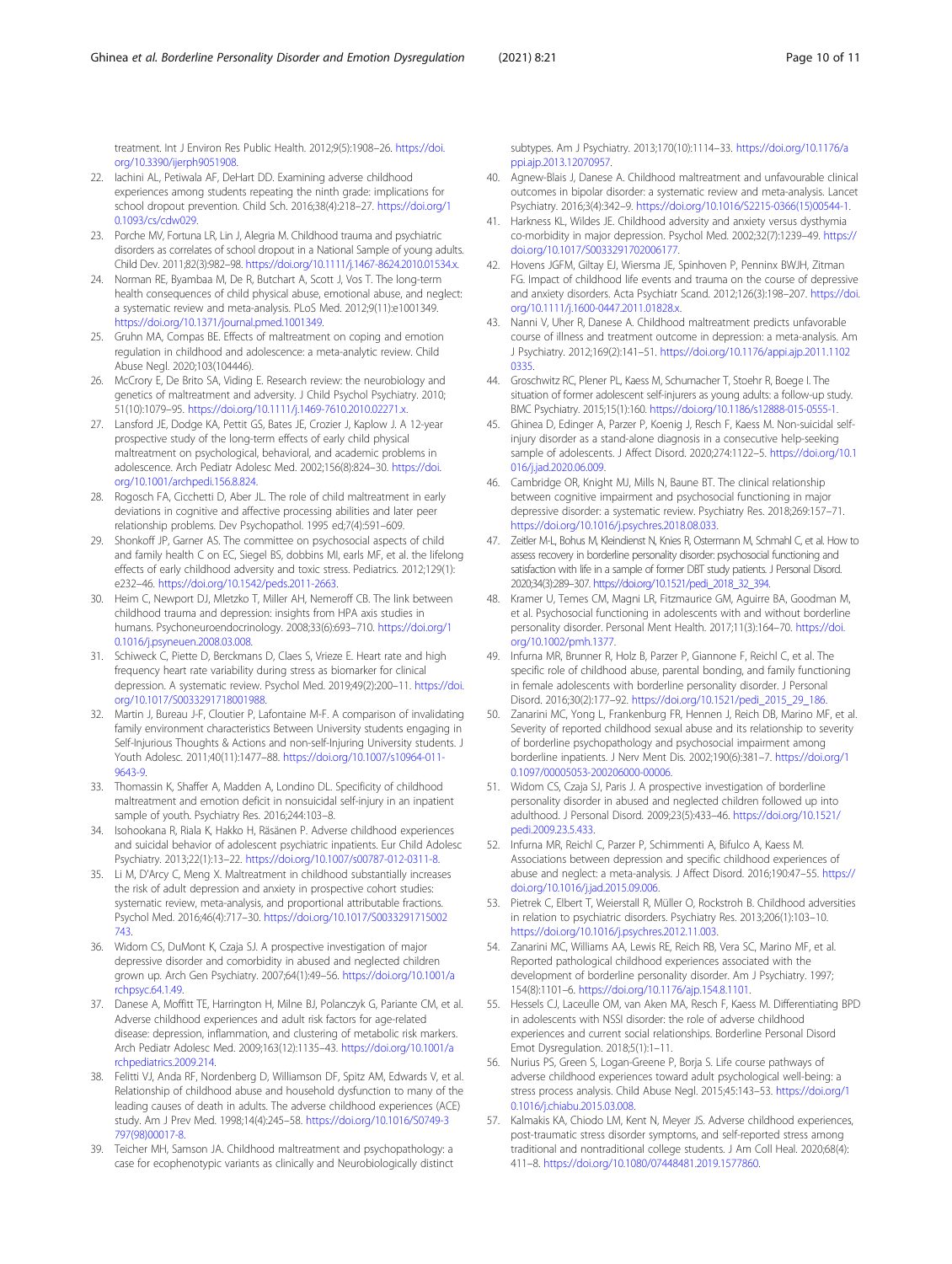treatment. Int J Environ Res Public Health. 2012;9(5):1908–26. https://doi.org/10.3390/ijerph9051908.

22. Iachini AL, Petiwala AF, DeHart DD. Examining adverse childhood experiences among students repeating the ninth grade: implications for school dropout prevention. Child Sch. 2016;38(4):218–27. https://doi.org/10.1093/cs/cdw029.
23. Porche MV, Fortuna LR, Lin J, Alegria M. Childhood trauma and psychiatric disorders as correlates of school dropout in a National Sample of young adults. Child Dev. 2011;82(3):982–98. https://doi.org/10.1111/j.1467-8624.2010.01534.x.
24. Norman RE, Byambaa M, De R, Butchart A, Scott J, Vos T. The long-term health consequences of child physical abuse, emotional abuse, and neglect: a systematic review and meta-analysis. PLoS Med. 2012;9(11):e1001349. https://doi.org/10.1371/journal.pmed.1001349.
25. Gruhn MA, Compas BE. Effects of maltreatment on coping and emotion regulation in childhood and adolescence: a meta-analytic review. Child Abuse Negl. 2020;103(104446).
26. McCrory E, De Brito SA, Viding E. Research review: the neurobiology and genetics of maltreatment and adversity. J Child Psychol Psychiatry. 2010; 51(10):1079–95. https://doi.org/10.1111/j.1469-7610.2010.02271.x.
27. Lansford JE, Dodge KA, Pettit GS, Bates JE, Crozier J, Kaplow J. A 12-year prospective study of the long-term effects of early child physical maltreatment on psychological, behavioral, and academic problems in adolescence. Arch Pediatr Adolesc Med. 2002;156(8):824–30. https://doi.org/10.1001/archpedi.156.8.824.
28. Rogosch FA, Cicchetti D, Aber JL. The role of child maltreatment in early deviations in cognitive and affective processing abilities and later peer relationship problems. Dev Psychopathol. 1995 ed;7(4):591–609.
29. Shonkoff JP, Garner AS. The committee on psychosocial aspects of child and family health C on EC, Siegel BS, dobbins MI, earls MF, et al. the lifelong effects of early childhood adversity and toxic stress. Pediatrics. 2012;129(1): e232–46. https://doi.org/10.1542/peds.2011-2663.
30. Heim C, Newport DJ, Mletzko T, Miller AH, Nemeroff CB. The link between childhood trauma and depression: insights from HPA axis studies in humans. Psychoneuroendocrinology. 2008;33(6):693–710. https://doi.org/10.1016/j.psyneuen.2008.03.008.
31. Schiweck C, Piette D, Berckmans D, Claes S, Vrieze E. Heart rate and high frequency heart rate variability during stress as biomarker for clinical depression. A systematic review. Psychol Med. 2019;49(2):200–11. https://doi.org/10.1017/S0033291718001988.
32. Martin J, Bureau J-F, Cloutier P, Lafontaine M-F. A comparison of invalidating family environment characteristics Between University students engaging in Self-Injurious Thoughts & Actions and non-self-Injuring University students. J Youth Adolesc. 2011;40(11):1477–88. https://doi.org/10.1007/s10964-011-9643-9.
33. Thomassin K, Shaffer A, Madden A, Londino DL. Specificity of childhood maltreatment and emotion deficit in nonsuicidal self-injury in an inpatient sample of youth. Psychiatry Res. 2016;244:103–8.
34. Isohookana R, Riala K, Hakko H, Räsänen P. Adverse childhood experiences and suicidal behavior of adolescent psychiatric inpatients. Eur Child Adolesc Psychiatry. 2013;22(1):13–22. https://doi.org/10.1007/s00787-012-0311-8.
35. Li M, D'Arcy C, Meng X. Maltreatment in childhood substantially increases the risk of adult depression and anxiety in prospective cohort studies: systematic review, meta-analysis, and proportional attributable fractions. Psychol Med. 2016;46(4):717–30. https://doi.org/10.1017/S0033291715002743.
36. Widom CS, DuMont K, Czaja SJ. A prospective investigation of major depressive disorder and comorbidity in abused and neglected children grown up. Arch Gen Psychiatry. 2007;64(1):49–56. https://doi.org/10.1001/archpsyc.64.1.49.
37. Danese A, Moffitt TE, Harrington H, Milne BJ, Polanczyk G, Pariante CM, et al. Adverse childhood experiences and adult risk factors for age-related disease: depression, inflammation, and clustering of metabolic risk markers. Arch Pediatr Adolesc Med. 2009;163(12):1135–43. https://doi.org/10.1001/archpediatrics.2009.214.
38. Felitti VJ, Anda RF, Nordenberg D, Williamson DF, Spitz AM, Edwards V, et al. Relationship of childhood abuse and household dysfunction to many of the leading causes of death in adults. The adverse childhood experiences (ACE) study. Am J Prev Med. 1998;14(4):245–58. https://doi.org/10.1016/S0749-3797(98)00017-8.
39. Teicher MH, Samson JA. Childhood maltreatment and psychopathology: a case for ecophenotypic variants as clinically and Neurobiologically distinct subtypes. Am J Psychiatry. 2013;170(10):1114–33. https://doi.org/10.1176/appi.ajp.2013.12070957.
40. Agnew-Blais J, Danese A. Childhood maltreatment and unfavourable clinical outcomes in bipolar disorder: a systematic review and meta-analysis. Lancet Psychiatry. 2016;3(4):342–9. https://doi.org/10.1016/S2215-0366(15)00544-1.
41. Harkness KL, Wildes JE. Childhood adversity and anxiety versus dysthymia co-morbidity in major depression. Psychol Med. 2002;32(7):1239–49. https://doi.org/10.1017/S0033291702006177.
42. Hovens JGFM, Giltay EJ, Wiersma JE, Spinhoven P, Penninx BWJH, Zitman FG. Impact of childhood life events and trauma on the course of depressive and anxiety disorders. Acta Psychiatr Scand. 2012;126(3):198–207. https://doi.org/10.1111/j.1600-0447.2011.01828.x.
43. Nanni V, Uher R, Danese A. Childhood maltreatment predicts unfavorable course of illness and treatment outcome in depression: a meta-analysis. Am J Psychiatry. 2012;169(2):141–51. https://doi.org/10.1176/appi.ajp.2011.11020335.
44. Groschwitz RC, Plener PL, Kaess M, Schumacher T, Stoehr R, Boege I. The situation of former adolescent self-injurers as young adults: a follow-up study. BMC Psychiatry. 2015;15(1):160. https://doi.org/10.1186/s12888-015-0555-1.
45. Ghinea D, Edinger A, Parzer P, Koenig J, Resch F, Kaess M. Non-suicidal self-injury disorder as a stand-alone diagnosis in a consecutive help-seeking sample of adolescents. J Affect Disord. 2020;274:1122–5. https://doi.org/10.1016/j.jad.2020.06.009.
46. Cambridge OR, Knight MJ, Mills N, Baune BT. The clinical relationship between cognitive impairment and psychosocial functioning in major depressive disorder: a systematic review. Psychiatry Res. 2018;269:157–71. https://doi.org/10.1016/j.psychres.2018.08.033.
47. Zeitler M-L, Bohus M, Kleindienst N, Knies R, Ostermann M, Schmahl C, et al. How to assess recovery in borderline personality disorder: psychosocial functioning and satisfaction with life in a sample of former DBT study patients. J Personal Disord. 2020;34(3):289–307. https://doi.org/10.1521/pedi_2018_32_394.
48. Kramer U, Temes CM, Magni LR, Fitzmaurice GM, Aguirre BA, Goodman M, et al. Psychosocial functioning in adolescents with and without borderline personality disorder. Personal Ment Health. 2017;11(3):164–70. https://doi.org/10.1002/pmh.1377.
49. Infurna MR, Brunner R, Holz B, Parzer P, Giannone F, Reichl C, et al. The specific role of childhood abuse, parental bonding, and family functioning in female adolescents with borderline personality disorder. J Personal Disord. 2016;30(2):177–92. https://doi.org/10.1521/pedi_2015_29_186.
50. Zanarini MC, Yong L, Frankenburg FR, Hennen J, Reich DB, Marino MF, et al. Severity of reported childhood sexual abuse and its relationship to severity of borderline psychopathology and psychosocial impairment among borderline inpatients. J Nerv Ment Dis. 2002;190(6):381–7. https://doi.org/10.1097/00005053-200206000-00006.
51. Widom CS, Czaja SJ, Paris J. A prospective investigation of borderline personality disorder in abused and neglected children followed up into adulthood. J Personal Disord. 2009;23(5):433–46. https://doi.org/10.1521/pedi.2009.23.5.433.
52. Infurna MR, Reichl C, Parzer P, Schimmenti A, Bifulco A, Kaess M. Associations between depression and specific childhood experiences of abuse and neglect: a meta-analysis. J Affect Disord. 2016;190:47–55. https://doi.org/10.1016/j.jad.2015.09.006.
53. Pietrek C, Elbert T, Weierstall R, Müller O, Rockstroh B. Childhood adversities in relation to psychiatric disorders. Psychiatry Res. 2013;206(1):103–10. https://doi.org/10.1016/j.psychres.2012.11.003.
54. Zanarini MC, Williams AA, Lewis RE, Reich RB, Vera SC, Marino MF, et al. Reported pathological childhood experiences associated with the development of borderline personality disorder. Am J Psychiatry. 1997; 154(8):1101–6. https://doi.org/10.1176/ajp.154.8.1101.
55. Hessels CJ, Laceulle OM, van Aken MA, Resch F, Kaess M. Differentiating BPD in adolescents with NSSI disorder: the role of adverse childhood experiences and current social relationships. Borderline Personal Disord Emot Dysregulation. 2018;5(1):1–11.
56. Nurius PS, Green S, Logan-Greene P, Borja S. Life course pathways of adverse childhood experiences toward adult psychological well-being: a stress process analysis. Child Abuse Negl. 2015;45:143–53. https://doi.org/10.1016/j.chiabu.2015.03.008.
57. Kalmakis KA, Chiodo LM, Kent N, Meyer JS. Adverse childhood experiences, post-traumatic stress disorder symptoms, and self-reported stress among traditional and nontraditional college students. J Am Coll Heal. 2020;68(4): 411–8. https://doi.org/10.1080/07448481.2019.1577860.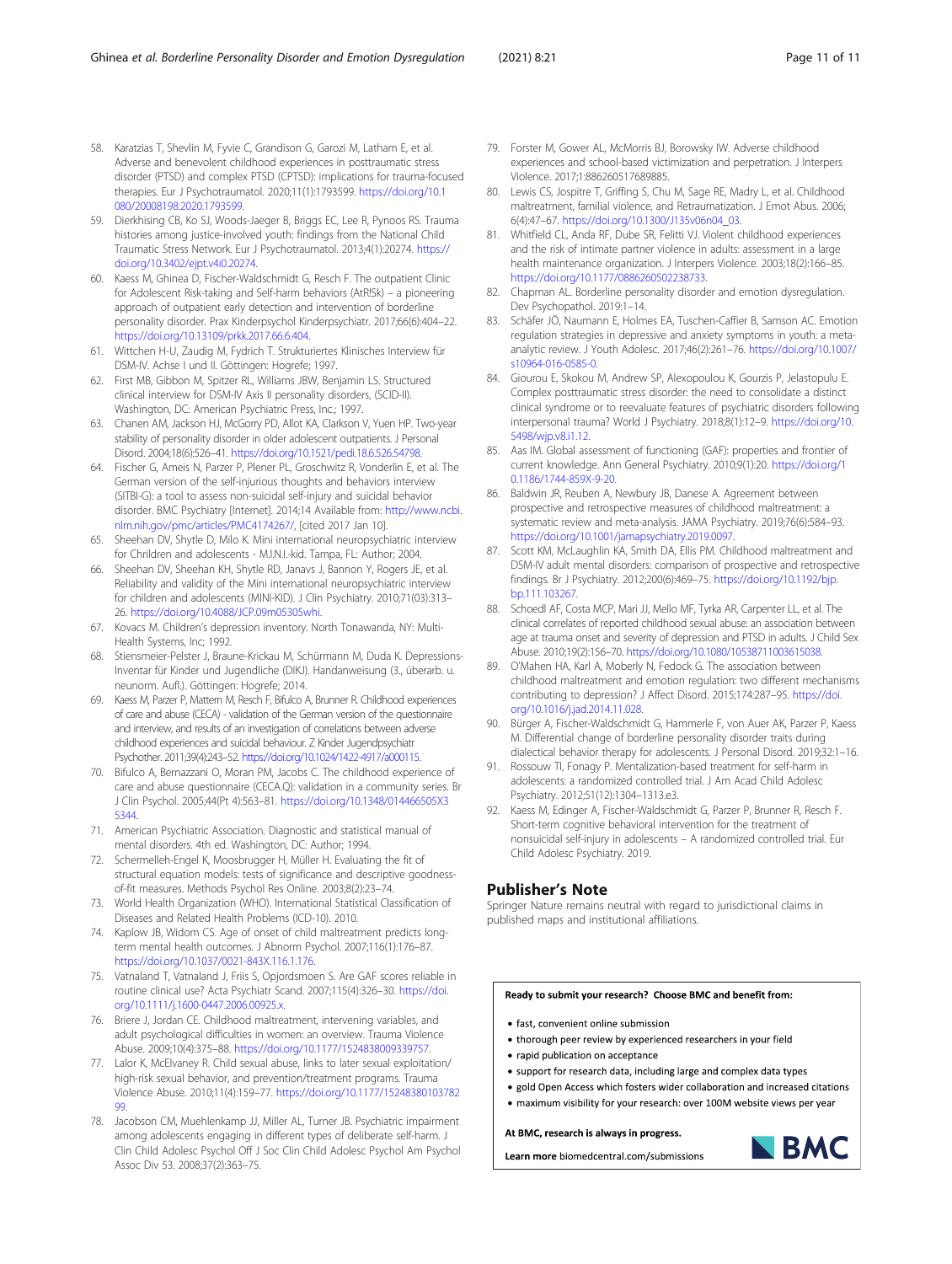58. Karatzias T, Shevlin M, Fyvie C, Grandison G, Garozi M, Latham E, et al. Adverse and benevolent childhood experiences in posttraumatic stress disorder (PTSD) and complex PTSD (CPTSD): implications for trauma-focused therapies. Eur J Psychotraumatol. 2020;11(1):1793599. https://doi.org/10.1080/20008198.2020.1793599.
59. Dierkhising CB, Ko SJ, Woods-Jaeger B, Briggs EC, Lee R, Pynoos RS. Trauma histories among justice-involved youth: findings from the National Child Traumatic Stress Network. Eur J Psychotraumatol. 2013;4(1):20274. https://doi.org/10.3402/ejpt.v4i0.20274.
60. Kaess M, Ghinea D, Fischer-Waldschmidt G, Resch F. The outpatient Clinic for Adolescent Risk-taking and Self-harm behaviors (AtR!Sk) – a pioneering approach of outpatient early detection and intervention of borderline personality disorder. Prax Kinderpsychol Kinderpsychiatr. 2017;66(6):404–22. https://doi.org/10.13109/prkk.2017.66.6.404.
61. Wittchen H-U, Zaudig M, Fydrich T. Strukturiertes Klinisches Interview für DSM-IV. Achse I und II. Göttingen: Hogrefe; 1997.
62. First MB, Gibbon M, Spitzer RL, Williams JBW, Benjamin LS. Structured clinical interview for DSM-IV Axis II personality disorders, (SCID-II). Washington, DC: American Psychiatric Press, Inc.; 1997.
63. Chanen AM, Jackson HJ, McGorry PD, Allot KA, Clarkson V, Yuen HP. Two-year stability of personality disorder in older adolescent outpatients. J Personal Disord. 2004;18(6):526–41. https://doi.org/10.1521/pedi.18.6.526.54798.
64. Fischer G, Ameis N, Parzer P, Plener PL, Groschwitz R, Vonderlin E, et al. The German version of the self-injurious thoughts and behaviors interview (SITBI-G): a tool to assess non-suicidal self-injury and suicidal behavior disorder. BMC Psychiatry [Internet]. 2014;14 Available from: http://www.ncbi.nlm.nih.gov/pmc/articles/PMC4174267/, [cited 2017 Jan 10].
65. Sheehan DV, Shytle D, Milo K. Mini international neuropsychiatric interview for Chrildren and adolescents - M.I.N.I.-kid. Tampa, FL: Author; 2004.
66. Sheehan DV, Sheehan KH, Shytle RD, Janavs J, Bannon Y, Rogers JE, et al. Reliability and validity of the Mini international neuropsychiatric interview for children and adolescents (MINI-KID). J Clin Psychiatry. 2010;71(03):313–26. https://doi.org/10.4088/JCP.09m05305whi.
67. Kovacs M. Children's depression inventory. North Tonawanda, NY: Multi-Health Systems, Inc; 1992.
68. Stiensmeier-Pelster J, Braune-Krickau M, Schürmann M, Duda K. Depressions-Inventar für Kinder und Jugendliche (DIKJ). Handanweisung (3., überarb. u. neunorm. Aufl.). Göttingen: Hogrefe; 2014.
69. Kaess M, Parzer P, Mattern M, Resch F, Bifulco A, Brunner R. Childhood experiences of care and abuse (CECA) - validation of the German version of the questionnaire and interview, and results of an investigation of correlations between adverse childhood experiences and suicidal behaviour. Z Kinder Jugendpsychiatr Psychother. 2011;39(4):243–52. https://doi.org/10.1024/1422-4917/a000115.
70. Bifulco A, Bernazzani O, Moran PM, Jacobs C. The childhood experience of care and abuse questionnaire (CECA.Q): validation in a community series. Br J Clin Psychol. 2005;44(Pt 4):563–81. https://doi.org/10.1348/014466505X35344.
71. American Psychiatric Association. Diagnostic and statistical manual of mental disorders. 4th ed. Washington, DC: Author; 1994.
72. Schermelleh-Engel K, Moosbrugger H, Müller H. Evaluating the fit of structural equation models: tests of significance and descriptive goodness-of-fit measures. Methods Psychol Res Online. 2003;8(2):23–74.
73. World Health Organization (WHO). International Statistical Classification of Diseases and Related Health Problems (ICD-10). 2010.
74. Kaplow JB, Widom CS. Age of onset of child maltreatment predicts long-term mental health outcomes. J Abnorm Psychol. 2007;116(1):176–87. https://doi.org/10.1037/0021-843X.116.1.176.
75. Vatnaland T, Vatnaland J, Friis S, Opjordsmoen S. Are GAF scores reliable in routine clinical use? Acta Psychiatr Scand. 2007;115(4):326–30. https://doi.org/10.1111/j.1600-0447.2006.00925.x.
76. Briere J, Jordan CE. Childhood maltreatment, intervening variables, and adult psychological difficulties in women: an overview. Trauma Violence Abuse. 2009;10(4):375–88. https://doi.org/10.1177/1524838009339757.
77. Lalor K, McElvaney R. Child sexual abuse, links to later sexual exploitation/high-risk sexual behavior, and prevention/treatment programs. Trauma Violence Abuse. 2010;11(4):159–77. https://doi.org/10.1177/1524838010378299.
78. Jacobson CM, Muehlenkamp JJ, Miller AL, Turner JB. Psychiatric impairment among adolescents engaging in different types of deliberate self-harm. J Clin Child Adolesc Psychol Off J Soc Clin Child Adolesc Psychol Am Psychol Assoc Div 53. 2008;37(2):363–75.
79. Forster M, Gower AL, McMorris BJ, Borowsky IW. Adverse childhood experiences and school-based victimization and perpetration. J Interpers Violence. 2017;1:886260517689885.
80. Lewis CS, Jospitre T, Griffing S, Chu M, Sage RE, Madry L, et al. Childhood maltreatment, familial violence, and Retraumatization. J Emot Abus. 2006;6(4):47–67. https://doi.org/10.1300/J135v06n04_03.
81. Whitfield CL, Anda RF, Dube SR, Felitti VJ. Violent childhood experiences and the risk of intimate partner violence in adults: assessment in a large health maintenance organization. J Interpers Violence. 2003;18(2):166–85. https://doi.org/10.1177/0886260502238733.
82. Chapman AL. Borderline personality disorder and emotion dysregulation. Dev Psychopathol. 2019:1–14.
83. Schäfer JÖ, Naumann E, Holmes EA, Tuschen-Caffier B, Samson AC. Emotion regulation strategies in depressive and anxiety symptoms in youth: a meta-analytic review. J Youth Adolesc. 2017;46(2):261–76. https://doi.org/10.1007/s10964-016-0585-0.
84. Giourou E, Skokou M, Andrew SP, Alexopoulou K, Gourzis P, Jelastopulu E. Complex posttraumatic stress disorder: the need to consolidate a distinct clinical syndrome or to reevaluate features of psychiatric disorders following interpersonal trauma? World J Psychiatry. 2018;8(1):12–9. https://doi.org/10.5498/wjp.v8.i1.12.
85. Aas IM. Global assessment of functioning (GAF): properties and frontier of current knowledge. Ann General Psychiatry. 2010;9(1):20. https://doi.org/10.1186/1744-859X-9-20.
86. Baldwin JR, Reuben A, Newbury JB, Danese A. Agreement between prospective and retrospective measures of childhood maltreatment: a systematic review and meta-analysis. JAMA Psychiatry. 2019;76(6):584–93. https://doi.org/10.1001/jamapsychiatry.2019.0097.
87. Scott KM, McLaughlin KA, Smith DA, Ellis PM. Childhood maltreatment and DSM-IV adult mental disorders: comparison of prospective and retrospective findings. Br J Psychiatry. 2012;200(6):469–75. https://doi.org/10.1192/bjp.bp.111.103267.
88. Schoedl AF, Costa MCP, Mari JJ, Mello MF, Tyrka AR, Carpenter LL, et al. The clinical correlates of reported childhood sexual abuse: an association between age at trauma onset and severity of depression and PTSD in adults. J Child Sex Abuse. 2010;19(2):156–70. https://doi.org/10.1080/10538711003615038.
89. O'Mahen HA, Karl A, Moberly N, Fedock G. The association between childhood maltreatment and emotion regulation: two different mechanisms contributing to depression? J Affect Disord. 2015;174:287–95. https://doi.org/10.1016/j.jad.2014.11.028.
90. Bürger A, Fischer-Waldschmidt G, Hammerle F, von Auer AK, Parzer P, Kaess M. Differential change of borderline personality disorder traits during dialectical behavior therapy for adolescents. J Personal Disord. 2019;32:1–16.
91. Rossouw TI, Fonagy P. Mentalization-based treatment for self-harm in adolescents: a randomized controlled trial. J Am Acad Child Adolesc Psychiatry. 2012;51(12):1304–1313.e3.
92. Kaess M, Edinger A, Fischer-Waldschmidt G, Parzer P, Brunner R, Resch F. Short-term cognitive behavioral intervention for the treatment of nonsuicidal self-injury in adolescents – A randomized controlled trial. Eur Child Adolesc Psychiatry. 2019.

## Publisher's Note

Springer Nature remains neutral with regard to jurisdictional claims in published maps and institutional affiliations.

**Ready to submit your research? Choose BMC and benefit from:**

- fast, convenient online submission
- thorough peer review by experienced researchers in your field
- rapid publication on acceptance
- support for research data, including large and complex data types
- gold Open Access which fosters wider collaboration and increased citations
- maximum visibility for your research: over 100M website views per year

**At BMC, research is always in progress.**

**Learn more** biomedcentral.com/submissions

BMC